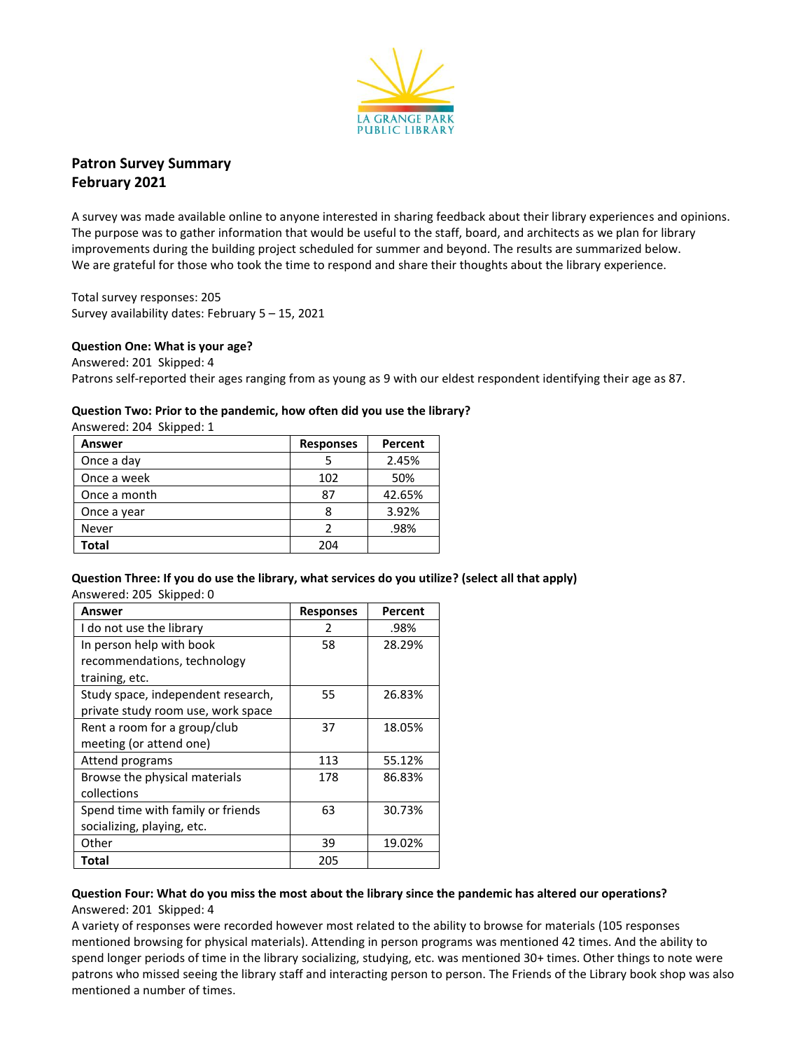LA GRANGE PARK PUBLIC LIBRARY

# Patron Survey Summary
## February 2021

A survey was made available online to anyone interested in sharing feedback about their library experiences and opinions. The purpose was to gather information that would be useful to the staff, board, and architects as we plan for library improvements during the building project scheduled for summer and beyond. The results are summarized below. We are grateful for those who took the time to respond and share their thoughts about the library experience.

Total survey responses: 205
Survey availability dates: February 5 – 15, 2021

**Question One: What is your age?**
Answered: 201 Skipped: 4
Patrons self-reported their ages ranging from as young as 9 with our eldest respondent identifying their age as 87.

**Question Two: Prior to the pandemic, how often did you use the library?**
Answered: 204 Skipped: 1

| Answer | Responses | Percent |
|---|---|---|
| Once a day | 5 | 2.45% |
| Once a week | 102 | 50% |
| Once a month | 87 | 42.65% |
| Once a year | 8 | 3.92% |
| Never | 2 | .98% |
| **Total** | 204 | |

**Question Three: If you do use the library, what services do you utilize? (select all that apply)**
Answered: 205 Skipped: 0

| Answer | Responses | Percent |
|---|---|---|
| I do not use the library | 2 | .98% |
| In person help with book recommendations, technology training, etc. | 58 | 28.29% |
| Study space, independent research, private study room use, work space | 55 | 26.83% |
| Rent a room for a group/club meeting (or attend one) | 37 | 18.05% |
| Attend programs | 113 | 55.12% |
| Browse the physical materials collections | 178 | 86.83% |
| Spend time with family or friends socializing, playing, etc. | 63 | 30.73% |
| Other | 39 | 19.02% |
| **Total** | 205 | |

**Question Four: What do you miss the most about the library since the pandemic has altered our operations?**
Answered: 201 Skipped: 4
A variety of responses were recorded however most related to the ability to browse for materials (105 responses mentioned browsing for physical materials). Attending in person programs was mentioned 42 times. And the ability to spend longer periods of time in the library socializing, studying, etc. was mentioned 30+ times. Other things to note were patrons who missed seeing the library staff and interacting person to person. The Friends of the Library book shop was also mentioned a number of times.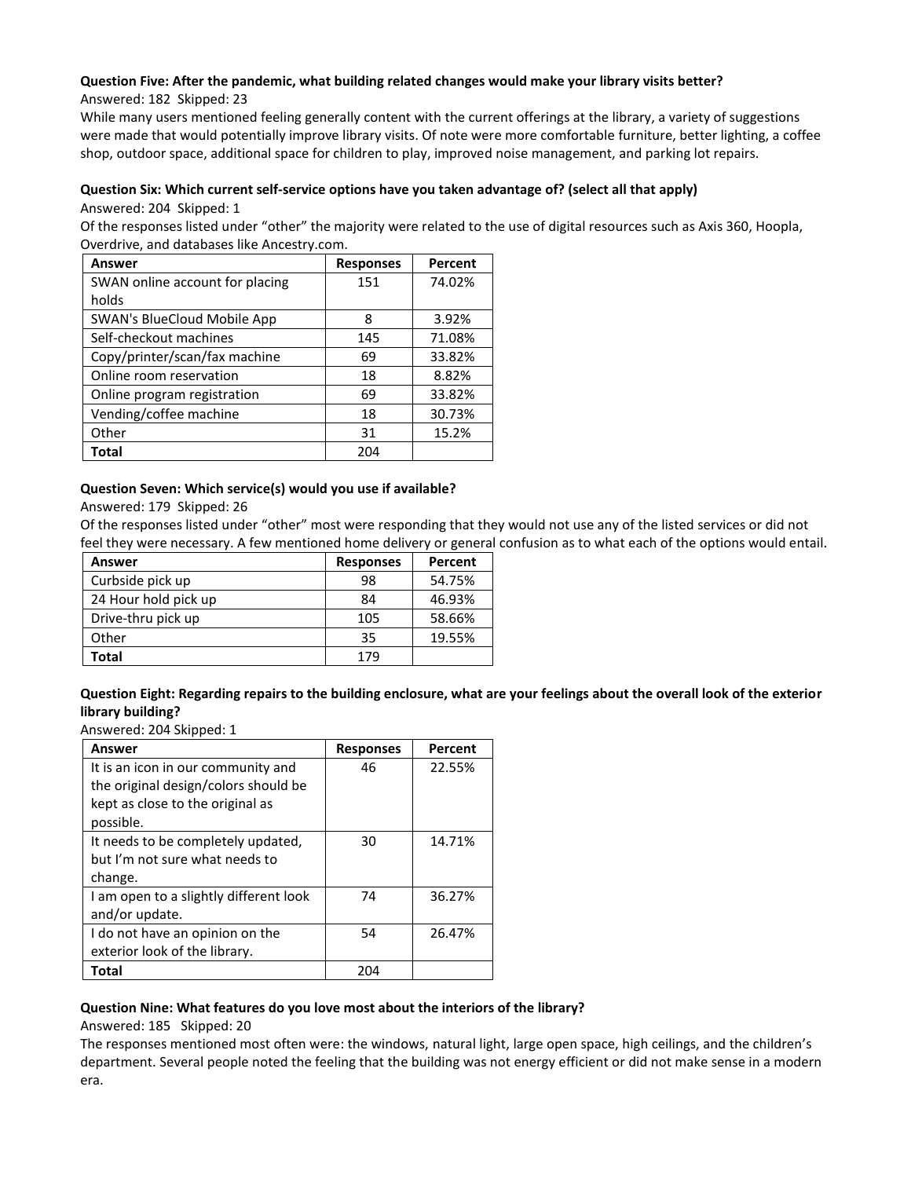**Question Five: After the pandemic, what building related changes would make your library visits better?**

Answered: 182 Skipped: 23

While many users mentioned feeling generally content with the current offerings at the library, a variety of suggestions were made that would potentially improve library visits. Of note were more comfortable furniture, better lighting, a coffee shop, outdoor space, additional space for children to play, improved noise management, and parking lot repairs.

**Question Six: Which current self-service options have you taken advantage of? (select all that apply)**

Answered: 204 Skipped: 1

Of the responses listed under "other" the majority were related to the use of digital resources such as Axis 360, Hoopla, Overdrive, and databases like Ancestry.com.

| Answer | Responses | Percent |
|---|---|---|
| SWAN online account for placing holds | 151 | 74.02% |
| SWAN's BlueCloud Mobile App | 8 | 3.92% |
| Self-checkout machines | 145 | 71.08% |
| Copy/printer/scan/fax machine | 69 | 33.82% |
| Online room reservation | 18 | 8.82% |
| Online program registration | 69 | 33.82% |
| Vending/coffee machine | 18 | 30.73% |
| Other | 31 | 15.2% |
| **Total** | 204 | |

**Question Seven: Which service(s) would you use if available?**

Answered: 179 Skipped: 26

Of the responses listed under "other" most were responding that they would not use any of the listed services or did not feel they were necessary. A few mentioned home delivery or general confusion as to what each of the options would entail.

| Answer | Responses | Percent |
|---|---|---|
| Curbside pick up | 98 | 54.75% |
| 24 Hour hold pick up | 84 | 46.93% |
| Drive-thru pick up | 105 | 58.66% |
| Other | 35 | 19.55% |
| **Total** | 179 | |

**Question Eight: Regarding repairs to the building enclosure, what are your feelings about the overall look of the exterior library building?**

Answered: 204 Skipped: 1

| Answer | Responses | Percent |
|---|---|---|
| It is an icon in our community and the original design/colors should be kept as close to the original as possible. | 46 | 22.55% |
| It needs to be completely updated, but I'm not sure what needs to change. | 30 | 14.71% |
| I am open to a slightly different look and/or update. | 74 | 36.27% |
| I do not have an opinion on the exterior look of the library. | 54 | 26.47% |
| **Total** | 204 | |

**Question Nine: What features do you love most about the interiors of the library?**

Answered: 185 Skipped: 20

The responses mentioned most often were: the windows, natural light, large open space, high ceilings, and the children's department. Several people noted the feeling that the building was not energy efficient or did not make sense in a modern era.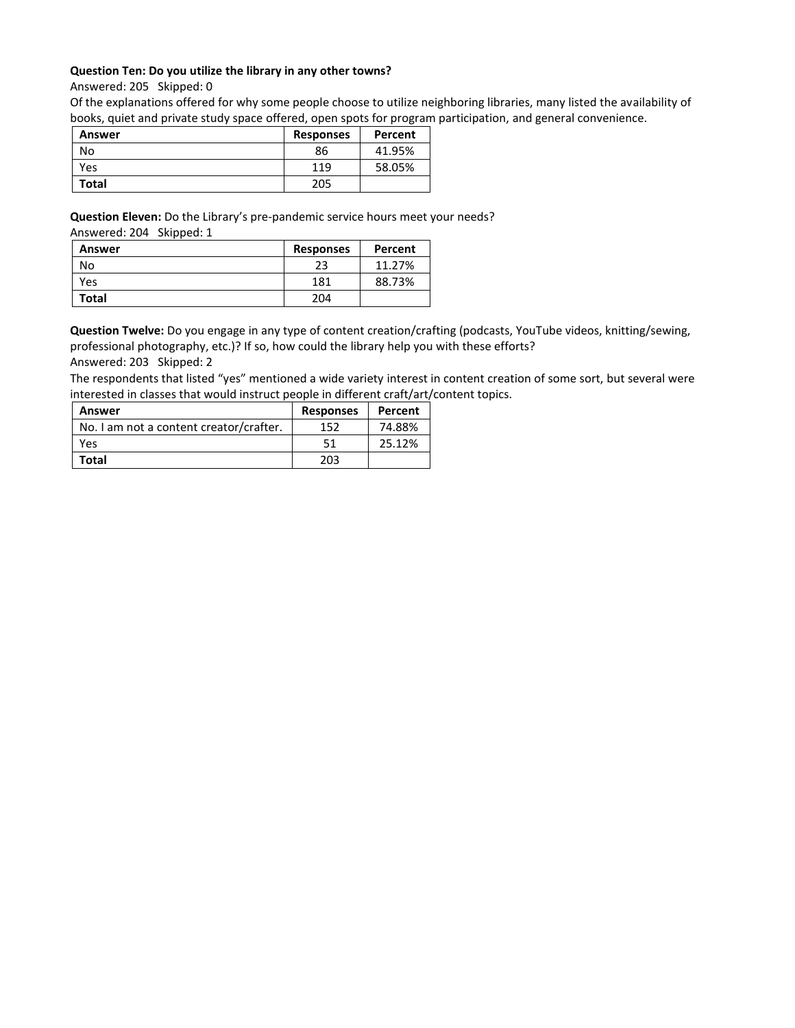**Question Ten: Do you utilize the library in any other towns?**

Answered: 205   Skipped: 0

Of the explanations offered for why some people choose to utilize neighboring libraries, many listed the availability of books, quiet and private study space offered, open spots for program participation, and general convenience.

| Answer | Responses | Percent |
|---|---|---|
| No | 86 | 41.95% |
| Yes | 119 | 58.05% |
| **Total** | 205 | |

**Question Eleven:** Do the Library's pre-pandemic service hours meet your needs?

Answered: 204   Skipped: 1

| Answer | Responses | Percent |
|---|---|---|
| No | 23 | 11.27% |
| Yes | 181 | 88.73% |
| **Total** | 204 | |

**Question Twelve:** Do you engage in any type of content creation/crafting (podcasts, YouTube videos, knitting/sewing, professional photography, etc.)? If so, how could the library help you with these efforts?

Answered: 203   Skipped: 2

The respondents that listed "yes" mentioned a wide variety interest in content creation of some sort, but several were interested in classes that would instruct people in different craft/art/content topics.

| Answer | Responses | Percent |
|---|---|---|
| No. I am not a content creator/crafter. | 152 | 74.88% |
| Yes | 51 | 25.12% |
| **Total** | 203 | |